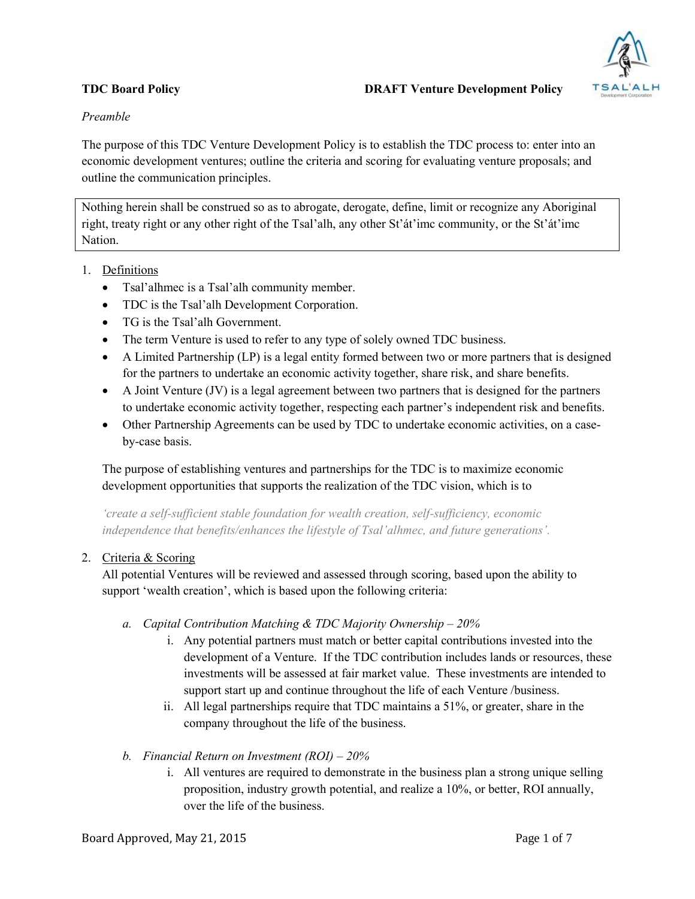**TDC Board Policy** **DRAFT Venture Development Policy**

*Preamble*

The purpose of this TDC Venture Development Policy is to establish the TDC process to: enter into an economic development ventures; outline the criteria and scoring for evaluating venture proposals; and outline the communication principles.

> Nothing herein shall be construed so as to abrogate, derogate, define, limit or recognize any Aboriginal right, treaty right or any other right of the Tsal'alh, any other St'át'imc community, or the St'át'imc Nation.

1. Definitions
   - Tsal'alhmec is a Tsal'alh community member.
   - TDC is the Tsal'alh Development Corporation.
   - TG is the Tsal'alh Government.
   - The term Venture is used to refer to any type of solely owned TDC business.
   - A Limited Partnership (LP) is a legal entity formed between two or more partners that is designed for the partners to undertake an economic activity together, share risk, and share benefits.
   - A Joint Venture (JV) is a legal agreement between two partners that is designed for the partners to undertake economic activity together, respecting each partner's independent risk and benefits.
   - Other Partnership Agreements can be used by TDC to undertake economic activities, on a case-by-case basis.

   The purpose of establishing ventures and partnerships for the TDC is to maximize economic development opportunities that supports the realization of the TDC vision, which is to

   *'create a self-sufficient stable foundation for wealth creation, self-sufficiency, economic independence that benefits/enhances the lifestyle of Tsal'alhmec, and future generations'.*

2. Criteria & Scoring

   All potential Ventures will be reviewed and assessed through scoring, based upon the ability to support 'wealth creation', which is based upon the following criteria:

   a. *Capital Contribution Matching & TDC Majority Ownership – 20%*
      1. Any potential partners must match or better capital contributions invested into the development of a Venture. If the TDC contribution includes lands or resources, these investments will be assessed at fair market value. These investments are intended to support start up and continue throughout the life of each Venture /business.
      2. All legal partnerships require that TDC maintains a 51%, or greater, share in the company throughout the life of the business.

   b. *Financial Return on Investment (ROI) – 20%*
      1. All ventures are required to demonstrate in the business plan a strong unique selling proposition, industry growth potential, and realize a 10%, or better, ROI annually, over the life of the business.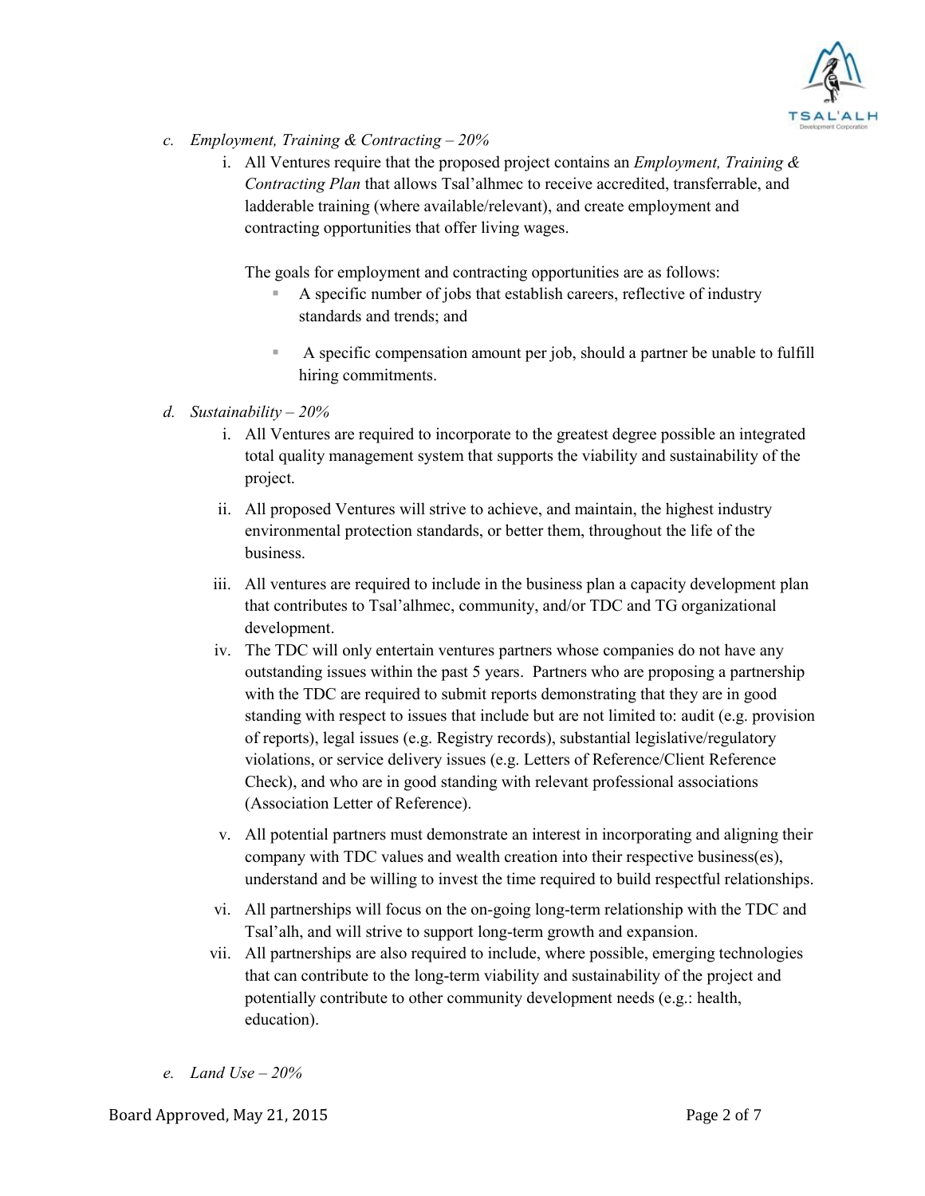c. *Employment, Training & Contracting – 20%*

   i. All Ventures require that the proposed project contains an *Employment, Training & Contracting Plan* that allows Tsal'alhmec to receive accredited, transferrable, and ladderable training (where available/relevant), and create employment and contracting opportunities that offer living wages.

      The goals for employment and contracting opportunities are as follows:

      - A specific number of jobs that establish careers, reflective of industry standards and trends; and
      - A specific compensation amount per job, should a partner be unable to fulfill hiring commitments.

d. *Sustainability – 20%*

   i. All Ventures are required to incorporate to the greatest degree possible an integrated total quality management system that supports the viability and sustainability of the project.

   ii. All proposed Ventures will strive to achieve, and maintain, the highest industry environmental protection standards, or better them, throughout the life of the business.

   iii. All ventures are required to include in the business plan a capacity development plan that contributes to Tsal'alhmec, community, and/or TDC and TG organizational development.

   iv. The TDC will only entertain ventures partners whose companies do not have any outstanding issues within the past 5 years. Partners who are proposing a partnership with the TDC are required to submit reports demonstrating that they are in good standing with respect to issues that include but are not limited to: audit (e.g. provision of reports), legal issues (e.g. Registry records), substantial legislative/regulatory violations, or service delivery issues (e.g. Letters of Reference/Client Reference Check), and who are in good standing with relevant professional associations (Association Letter of Reference).

   v. All potential partners must demonstrate an interest in incorporating and aligning their company with TDC values and wealth creation into their respective business(es), understand and be willing to invest the time required to build respectful relationships.

   vi. All partnerships will focus on the on-going long-term relationship with the TDC and Tsal'alh, and will strive to support long-term growth and expansion.

   vii. All partnerships are also required to include, where possible, emerging technologies that can contribute to the long-term viability and sustainability of the project and potentially contribute to other community development needs (e.g.: health, education).

e. *Land Use – 20%*

Board Approved, May 21, 2015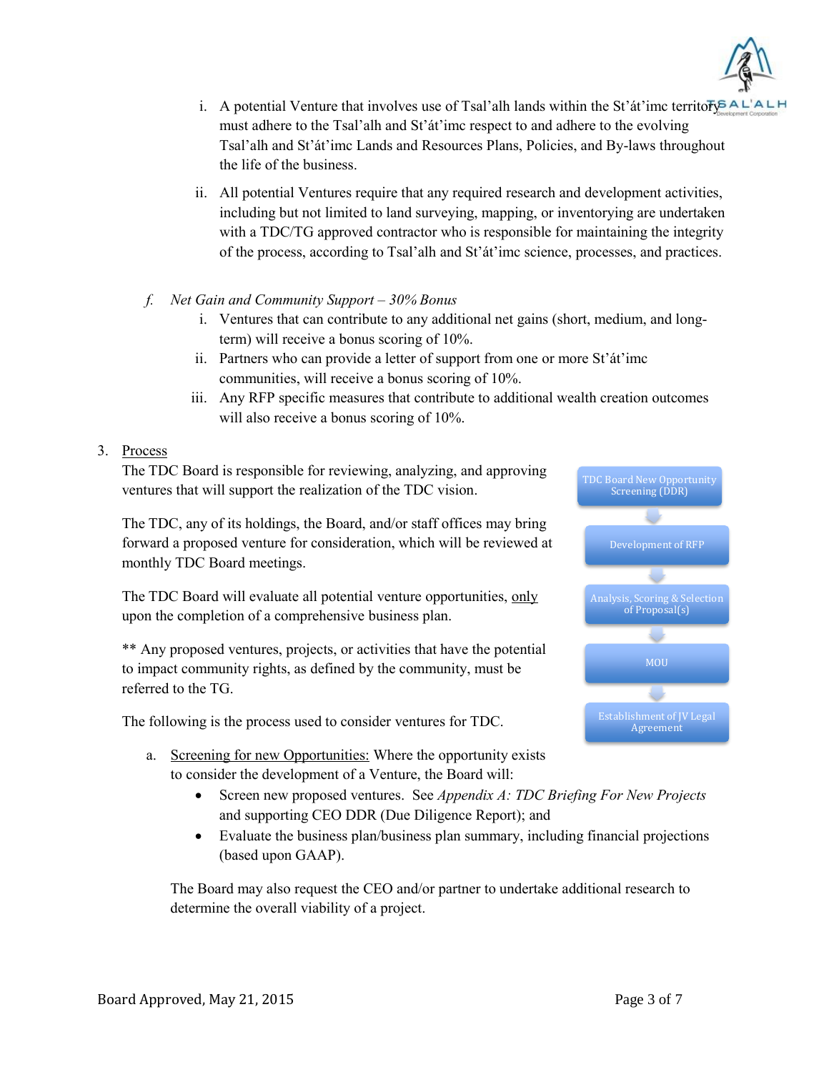i. A potential Venture that involves use of Tsal'alh lands within the St'át'imc territory must adhere to the Tsal'alh and St'át'imc respect to and adhere to the evolving Tsal'alh and St'át'imc Lands and Resources Plans, Policies, and By-laws throughout the life of the business.

ii. All potential Ventures require that any required research and development activities, including but not limited to land surveying, mapping, or inventorying are undertaken with a TDC/TG approved contractor who is responsible for maintaining the integrity of the process, according to Tsal'alh and St'át'imc science, processes, and practices.

*f. Net Gain and Community Support – 30% Bonus*

i. Ventures that can contribute to any additional net gains (short, medium, and long-term) will receive a bonus scoring of 10%.

ii. Partners who can provide a letter of support from one or more St'át'imc communities, will receive a bonus scoring of 10%.

iii. Any RFP specific measures that contribute to additional wealth creation outcomes will also receive a bonus scoring of 10%.

3. <u>Process</u>

The TDC Board is responsible for reviewing, analyzing, and approving ventures that will support the realization of the TDC vision.

The TDC, any of its holdings, the Board, and/or staff offices may bring forward a proposed venture for consideration, which will be reviewed at monthly TDC Board meetings.

The TDC Board will evaluate all potential venture opportunities, <u>only</u> upon the completion of a comprehensive business plan.

** Any proposed ventures, projects, or activities that have the potential to impact community rights, as defined by the community, must be referred to the TG.

The following is the process used to consider ventures for TDC.

TDC Board New Opportunity Screening (DDR) → Development of RFP → Analysis, Scoring & Selection of Proposal(s) → MOU → Establishment of JV Legal Agreement

a. <u>Screening for new Opportunities:</u> Where the opportunity exists to consider the development of a Venture, the Board will:

- Screen new proposed ventures. See *Appendix A: TDC Briefing For New Projects* and supporting CEO DDR (Due Diligence Report); and
- Evaluate the business plan/business plan summary, including financial projections (based upon GAAP).

The Board may also request the CEO and/or partner to undertake additional research to determine the overall viability of a project.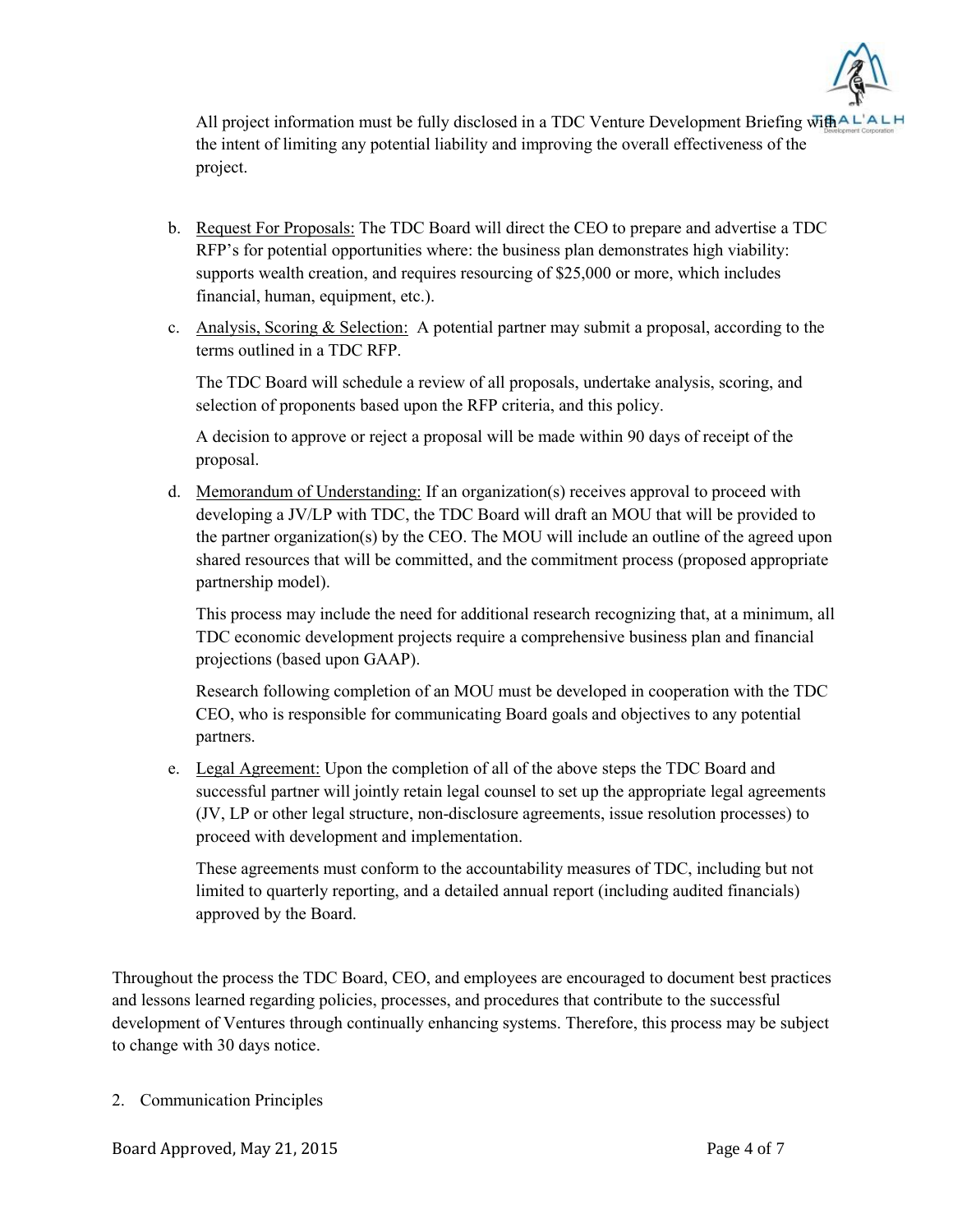All project information must be fully disclosed in a TDC Venture Development Briefing with the intent of limiting any potential liability and improving the overall effectiveness of the project.

b. Request For Proposals: The TDC Board will direct the CEO to prepare and advertise a TDC RFP's for potential opportunities where: the business plan demonstrates high viability: supports wealth creation, and requires resourcing of $25,000 or more, which includes financial, human, equipment, etc.).

c. Analysis, Scoring & Selection: A potential partner may submit a proposal, according to the terms outlined in a TDC RFP.

   The TDC Board will schedule a review of all proposals, undertake analysis, scoring, and selection of proponents based upon the RFP criteria, and this policy.

   A decision to approve or reject a proposal will be made within 90 days of receipt of the proposal.

d. Memorandum of Understanding: If an organization(s) receives approval to proceed with developing a JV/LP with TDC, the TDC Board will draft an MOU that will be provided to the partner organization(s) by the CEO. The MOU will include an outline of the agreed upon shared resources that will be committed, and the commitment process (proposed appropriate partnership model).

   This process may include the need for additional research recognizing that, at a minimum, all TDC economic development projects require a comprehensive business plan and financial projections (based upon GAAP).

   Research following completion of an MOU must be developed in cooperation with the TDC CEO, who is responsible for communicating Board goals and objectives to any potential partners.

e. Legal Agreement: Upon the completion of all of the above steps the TDC Board and successful partner will jointly retain legal counsel to set up the appropriate legal agreements (JV, LP or other legal structure, non-disclosure agreements, issue resolution processes) to proceed with development and implementation.

   These agreements must conform to the accountability measures of TDC, including but not limited to quarterly reporting, and a detailed annual report (including audited financials) approved by the Board.

Throughout the process the TDC Board, CEO, and employees are encouraged to document best practices and lessons learned regarding policies, processes, and procedures that contribute to the successful development of Ventures through continually enhancing systems. Therefore, this process may be subject to change with 30 days notice.

2. Communication Principles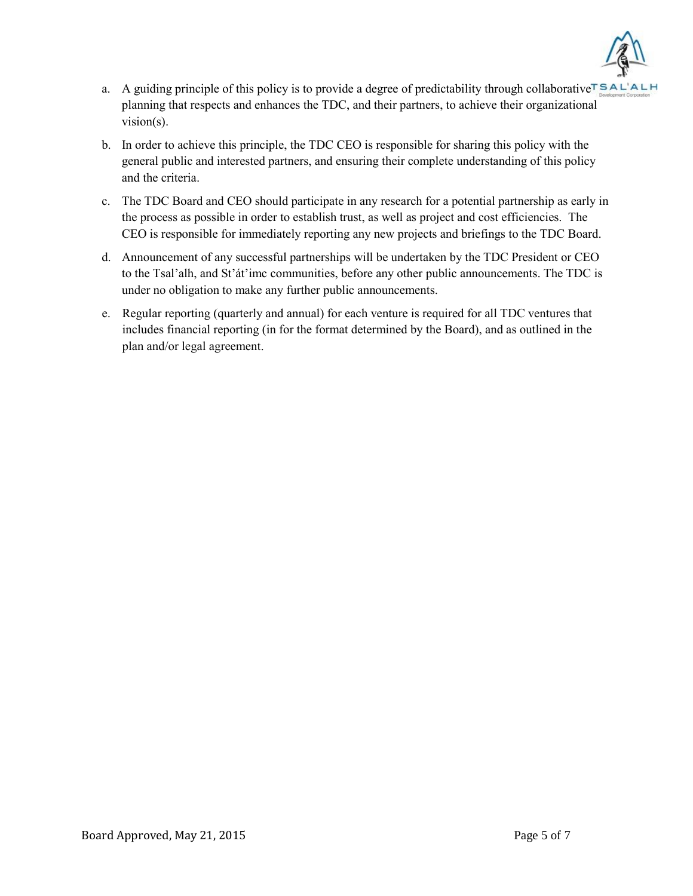a. A guiding principle of this policy is to provide a degree of predictability through collaborative planning that respects and enhances the TDC, and their partners, to achieve their organizational vision(s).

b. In order to achieve this principle, the TDC CEO is responsible for sharing this policy with the general public and interested partners, and ensuring their complete understanding of this policy and the criteria.

c. The TDC Board and CEO should participate in any research for a potential partnership as early in the process as possible in order to establish trust, as well as project and cost efficiencies. The CEO is responsible for immediately reporting any new projects and briefings to the TDC Board.

d. Announcement of any successful partnerships will be undertaken by the TDC President or CEO to the Tsal'alh, and St'át'imc communities, before any other public announcements. The TDC is under no obligation to make any further public announcements.

e. Regular reporting (quarterly and annual) for each venture is required for all TDC ventures that includes financial reporting (in for the format determined by the Board), and as outlined in the plan and/or legal agreement.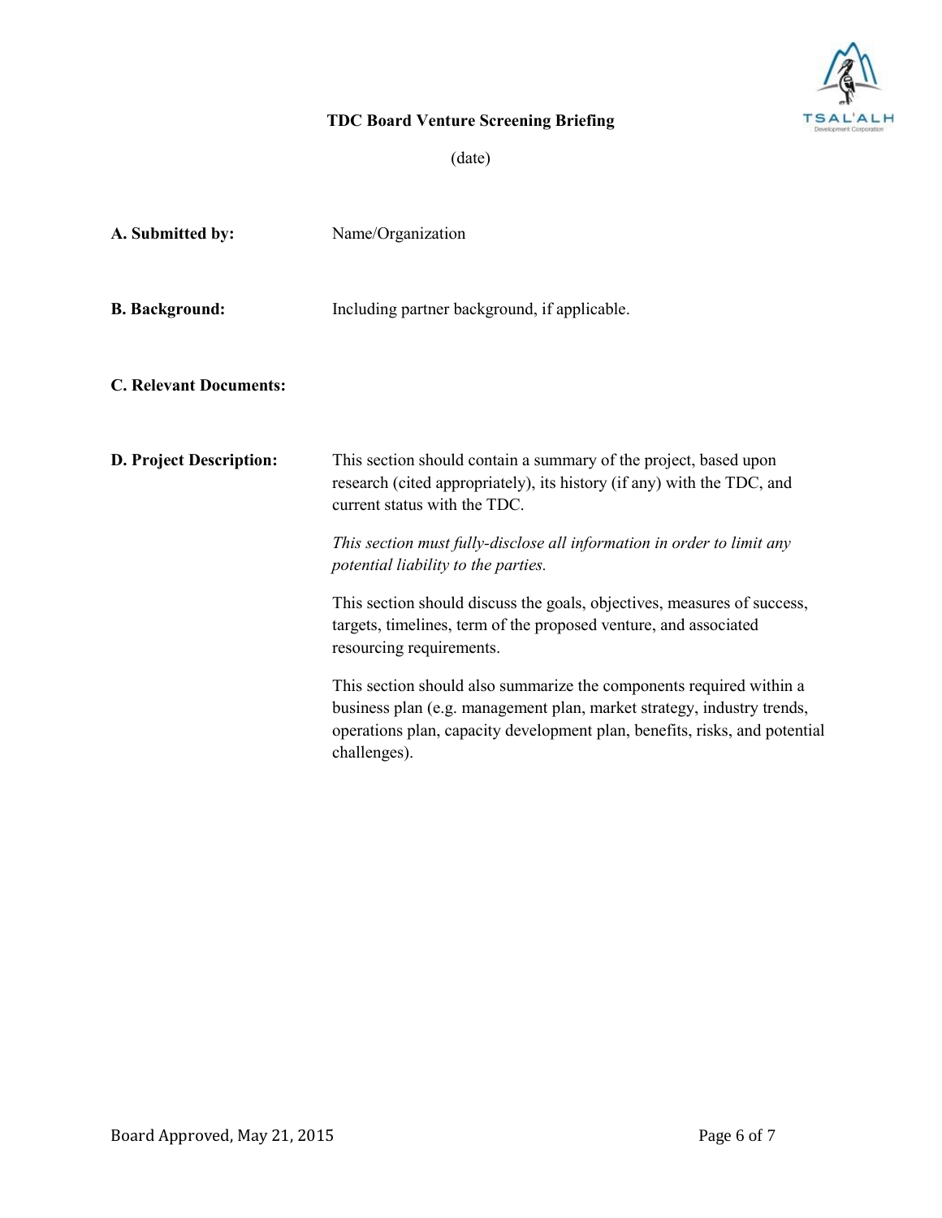# TDC Board Venture Screening Briefing

(date)

**A. Submitted by:** Name/Organization

**B. Background:** Including partner background, if applicable.

**C. Relevant Documents:**

**D. Project Description:** This section should contain a summary of the project, based upon research (cited appropriately), its history (if any) with the TDC, and current status with the TDC.

*This section must fully-disclose all information in order to limit any potential liability to the parties.*

This section should discuss the goals, objectives, measures of success, targets, timelines, term of the proposed venture, and associated resourcing requirements.

This section should also summarize the components required within a business plan (e.g. management plan, market strategy, industry trends, operations plan, capacity development plan, benefits, risks, and potential challenges).

Board Approved, May 21, 2015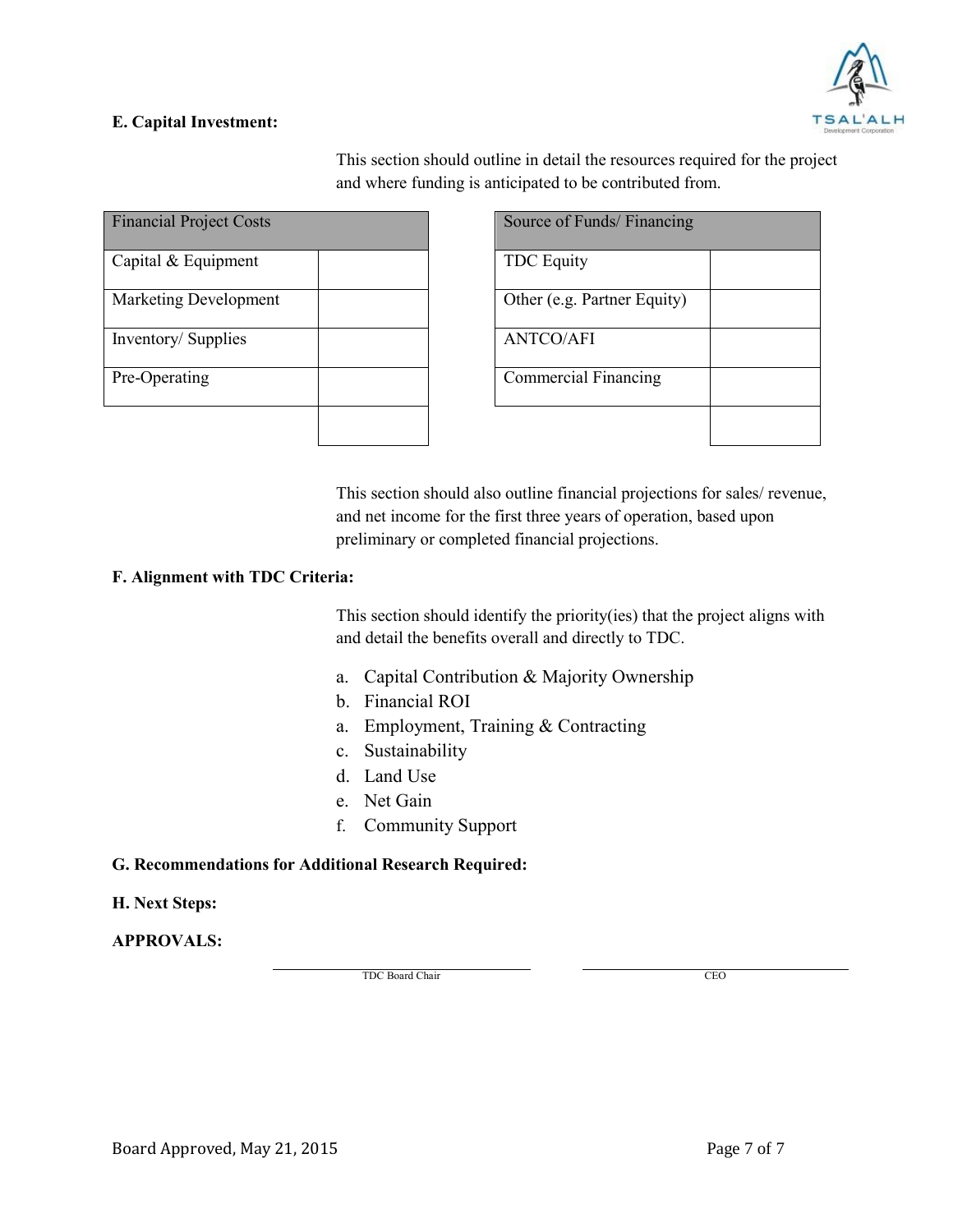**E. Capital Investment:**

This section should outline in detail the resources required for the project and where funding is anticipated to be contributed from.

| Financial Project Costs | |
|---|---|
| Capital & Equipment | |
| Marketing Development | |
| Inventory/ Supplies | |
| Pre-Operating | |
| | |

| Source of Funds/ Financing | |
|---|---|
| TDC Equity | |
| Other (e.g. Partner Equity) | |
| ANTCO/AFI | |
| Commercial Financing | |
| | |

This section should also outline financial projections for sales/ revenue, and net income for the first three years of operation, based upon preliminary or completed financial projections.

**F. Alignment with TDC Criteria:**

This section should identify the priority(ies) that the project aligns with and detail the benefits overall and directly to TDC.

a. Capital Contribution & Majority Ownership
b. Financial ROI
a. Employment, Training & Contracting
c. Sustainability
d. Land Use
e. Net Gain
f. Community Support

**G. Recommendations for Additional Research Required:**

**H. Next Steps:**

**APPROVALS:**

TDC Board Chair

CEO

Board Approved, May 21, 2015